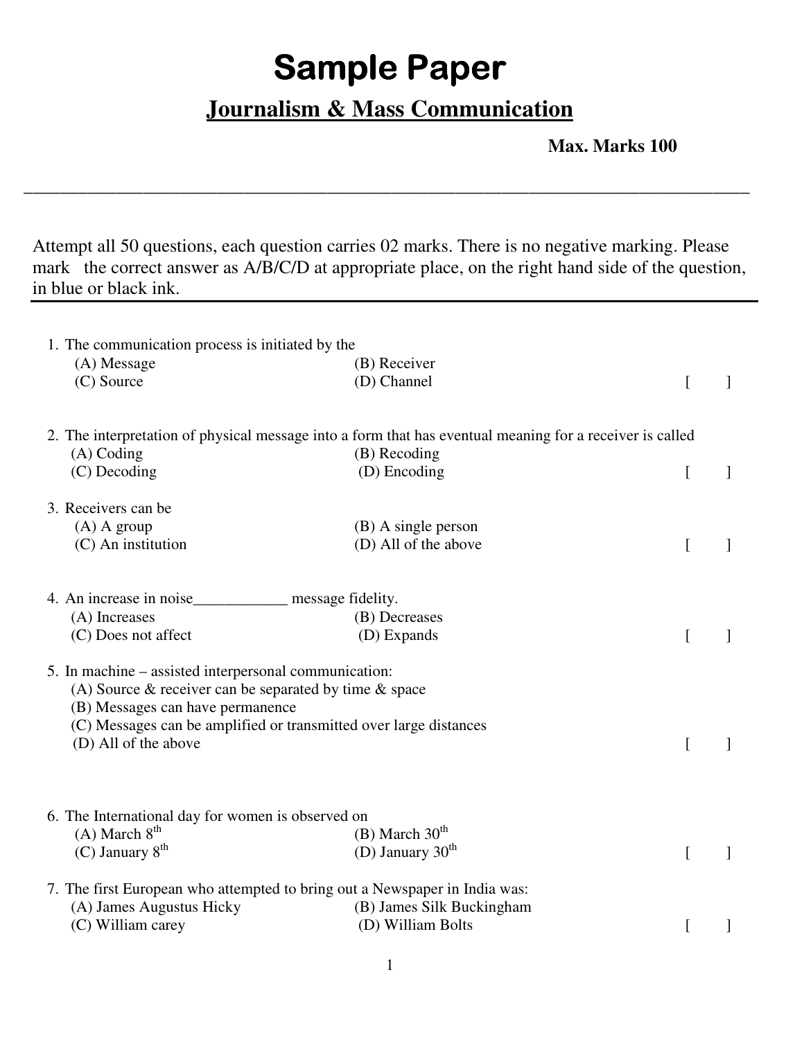# Sample Paper

## Journalism & Mass Communication

**Max. Marks 100**

---

Attempt all 50 questions, each question carries 02 marks. There is no negative marking. Please mark the correct answer as A/B/C/D at appropriate place, on the right hand side of the question, in blue or black ink.

---

1. The communication process is initiated by the
   - (A) Message
   - (B) Receiver
   - (C) Source
   - (D) Channel

   [ ]

2. The interpretation of physical message into a form that has eventual meaning for a receiver is called
   - (A) Coding
   - (B) Recoding
   - (C) Decoding
   - (D) Encoding

   [ ]

3. Receivers can be
   - (A) A group
   - (B) A single person
   - (C) An institution
   - (D) All of the above

   [ ]

4. An increase in noise____________ message fidelity.
   - (A) Increases
   - (B) Decreases
   - (C) Does not affect
   - (D) Expands

   [ ]

5. In machine – assisted interpersonal communication:
   - (A) Source & receiver can be separated by time & space
   - (B) Messages can have permanence
   - (C) Messages can be amplified or transmitted over large distances
   - (D) All of the above

   [ ]

6. The International day for women is observed on
   - (A) March 8th
   - (B) March 30th
   - (C) January 8th
   - (D) January 30th

   [ ]

7. The first European who attempted to bring out a Newspaper in India was:
   - (A) James Augustus Hicky
   - (B) James Silk Buckingham
   - (C) William carey
   - (D) William Bolts

   [ ]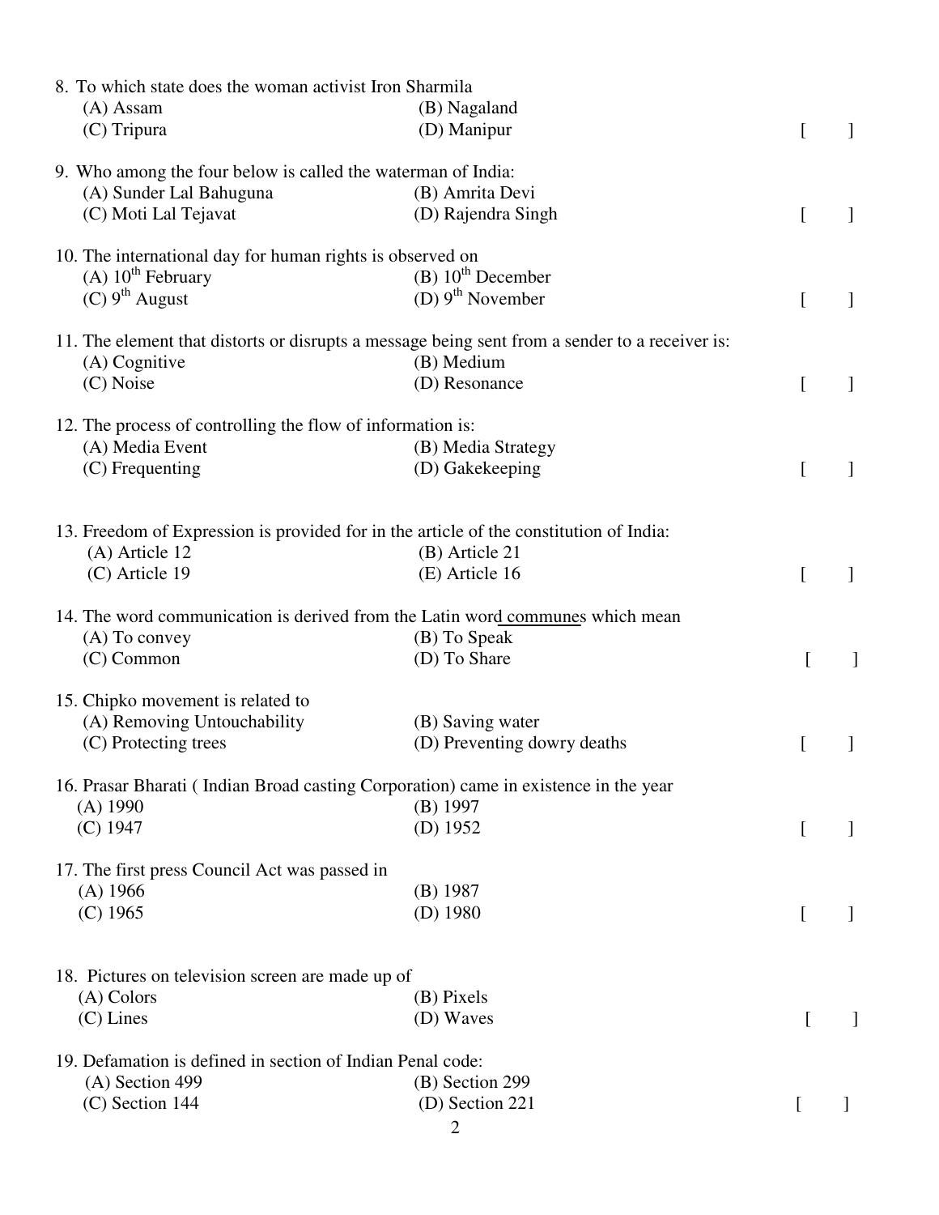8. To which state does the woman activist Iron Sharmila

(A) Assam (B) Nagaland

(C) Tripura (D) Manipur [ ]

9. Who among the four below is called the waterman of India:

(A) Sunder Lal Bahuguna (B) Amrita Devi

(C) Moti Lal Tejavat (D) Rajendra Singh [ ]

10. The international day for human rights is observed on

(A) 10th February (B) 10th December

(C) 9th August (D) 9th November [ ]

11. The element that distorts or disrupts a message being sent from a sender to a receiver is:

(A) Cognitive (B) Medium

(C) Noise (D) Resonance [ ]

12. The process of controlling the flow of information is:

(A) Media Event (B) Media Strategy

(C) Frequenting (D) Gakekeeping [ ]

13. Freedom of Expression is provided for in the article of the constitution of India:

(A) Article 12 (B) Article 21

(C) Article 19 (E) Article 16 [ ]

14. The word communication is derived from the Latin word communes which mean

(A) To convey (B) To Speak

(C) Common (D) To Share [ ]

15. Chipko movement is related to

(A) Removing Untouchability (B) Saving water

(C) Protecting trees (D) Preventing dowry deaths [ ]

16. Prasar Bharati ( Indian Broad casting Corporation) came in existence in the year

(A) 1990 (B) 1997

(C) 1947 (D) 1952 [ ]

17. The first press Council Act was passed in

(A) 1966 (B) 1987

(C) 1965 (D) 1980 [ ]

18. Pictures on television screen are made up of

(A) Colors (B) Pixels

(C) Lines (D) Waves [ ]

19. Defamation is defined in section of Indian Penal code:

(A) Section 499 (B) Section 299

(C) Section 144 (D) Section 221 [ ]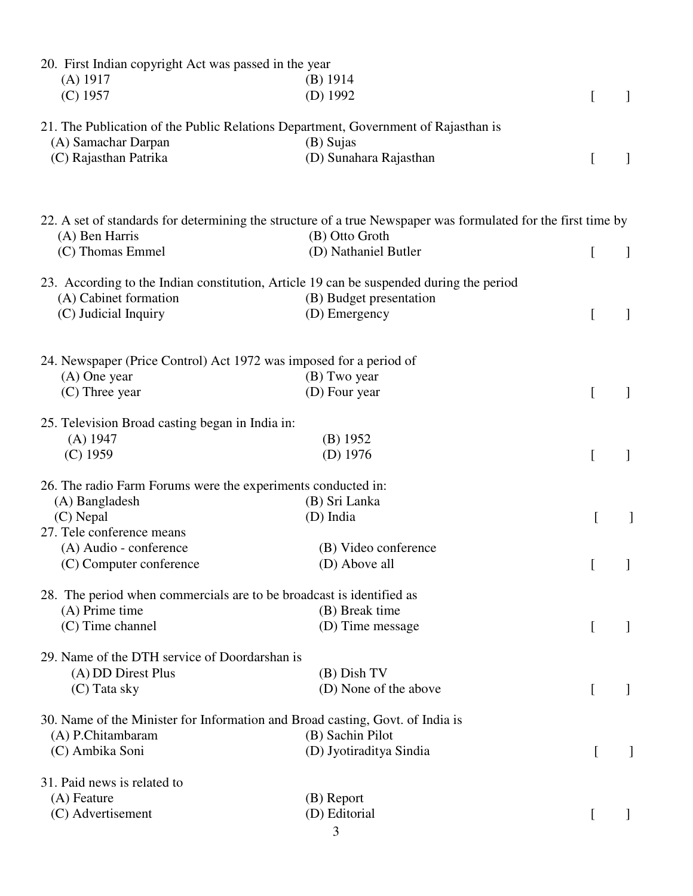20. First Indian copyright Act was passed in the year

(A) 1917 (B) 1914
(C) 1957 (D) 1992 [ ]

21. The Publication of the Public Relations Department, Government of Rajasthan is

(A) Samachar Darpan (B) Sujas
(C) Rajasthan Patrika (D) Sunahara Rajasthan [ ]

22. A set of standards for determining the structure of a true Newspaper was formulated for the first time by

(A) Ben Harris (B) Otto Groth
(C) Thomas Emmel (D) Nathaniel Butler [ ]

23. According to the Indian constitution, Article 19 can be suspended during the period

(A) Cabinet formation (B) Budget presentation
(C) Judicial Inquiry (D) Emergency [ ]

24. Newspaper (Price Control) Act 1972 was imposed for a period of

(A) One year (B) Two year
(C) Three year (D) Four year [ ]

25. Television Broad casting began in India in:

(A) 1947 (B) 1952
(C) 1959 (D) 1976 [ ]

26. The radio Farm Forums were the experiments conducted in:

(A) Bangladesh (B) Sri Lanka
(C) Nepal (D) India [ ]

27. Tele conference means

(A) Audio - conference (B) Video conference
(C) Computer conference (D) Above all [ ]

28. The period when commercials are to be broadcast is identified as

(A) Prime time (B) Break time
(C) Time channel (D) Time message [ ]

29. Name of the DTH service of Doordarshan is

(A) DD Direst Plus (B) Dish TV
(C) Tata sky (D) None of the above [ ]

30. Name of the Minister for Information and Broad casting, Govt. of India is

(A) P.Chitambaram (B) Sachin Pilot
(C) Ambika Soni (D) Jyotiraditya Sindia [ ]

31. Paid news is related to

(A) Feature (B) Report
(C) Advertisement (D) Editorial [ ]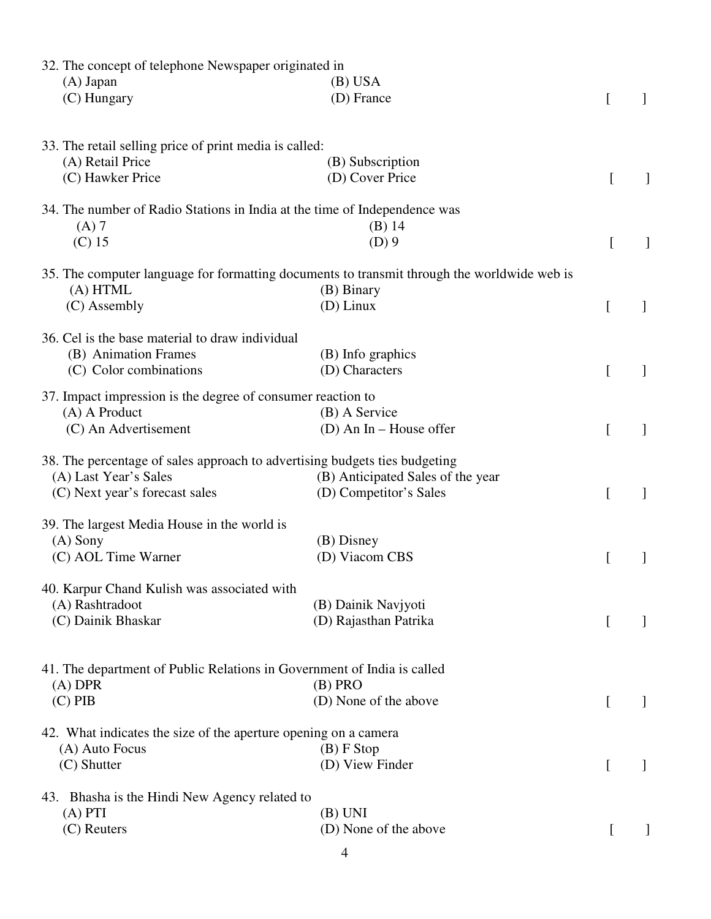32. The concept of telephone Newspaper originated in
    (A) Japan (B) USA
    (C) Hungary (D) France [ ]

33. The retail selling price of print media is called:
    (A) Retail Price (B) Subscription
    (C) Hawker Price (D) Cover Price [ ]

34. The number of Radio Stations in India at the time of Independence was
    (A) 7 (B) 14
    (C) 15 (D) 9 [ ]

35. The computer language for formatting documents to transmit through the worldwide web is
    (A) HTML (B) Binary
    (C) Assembly (D) Linux [ ]

36. Cel is the base material to draw individual
    (B) Animation Frames (B) Info graphics
    (C) Color combinations (D) Characters [ ]

37. Impact impression is the degree of consumer reaction to
    (A) A Product (B) A Service
    (C) An Advertisement (D) An In – House offer [ ]

38. The percentage of sales approach to advertising budgets ties budgeting
    (A) Last Year's Sales (B) Anticipated Sales of the year
    (C) Next year's forecast sales (D) Competitor's Sales [ ]

39. The largest Media House in the world is
    (A) Sony (B) Disney
    (C) AOL Time Warner (D) Viacom CBS [ ]

40. Karpur Chand Kulish was associated with
    (A) Rashtradoot (B) Dainik Navjyoti
    (C) Dainik Bhaskar (D) Rajasthan Patrika [ ]

41. The department of Public Relations in Government of India is called
    (A) DPR (B) PRO
    (C) PIB (D) None of the above [ ]

42. What indicates the size of the aperture opening on a camera
    (A) Auto Focus (B) F Stop
    (C) Shutter (D) View Finder [ ]

43. Bhasha is the Hindi New Agency related to
    (A) PTI (B) UNI
    (C) Reuters (D) None of the above [ ]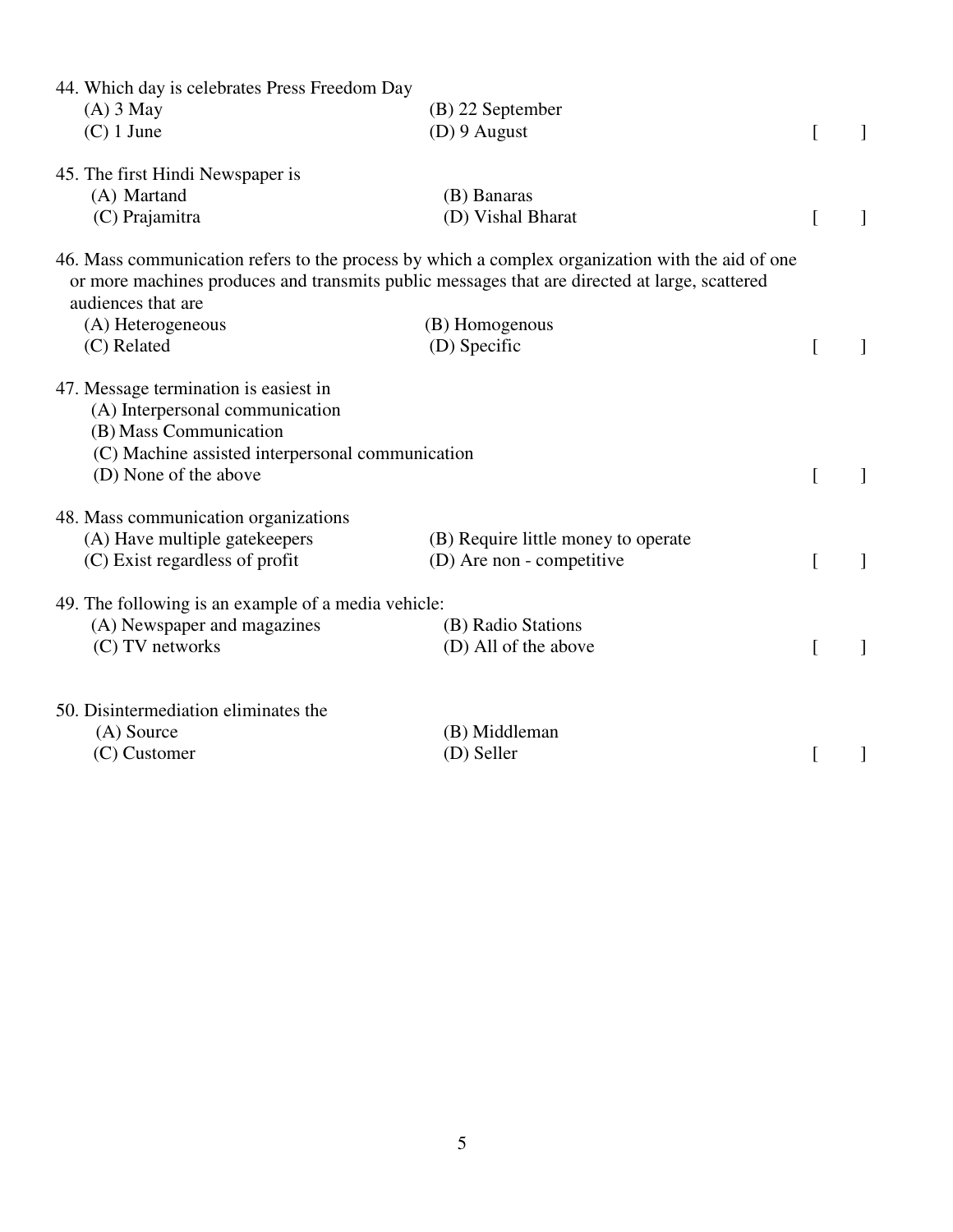44. Which day is celebrates Press Freedom Day

(A) 3 May (B) 22 September
(C) 1 June (D) 9 August [ ]

45. The first Hindi Newspaper is

(A) Martand (B) Banaras
(C) Prajamitra (D) Vishal Bharat [ ]

46. Mass communication refers to the process by which a complex organization with the aid of one or more machines produces and transmits public messages that are directed at large, scattered audiences that are

(A) Heterogeneous (B) Homogenous
(C) Related (D) Specific [ ]

47. Message termination is easiest in

(A) Interpersonal communication
(B) Mass Communication
(C) Machine assisted interpersonal communication
(D) None of the above [ ]

48. Mass communication organizations

(A) Have multiple gatekeepers (B) Require little money to operate
(C) Exist regardless of profit (D) Are non - competitive [ ]

49. The following is an example of a media vehicle:

(A) Newspaper and magazines (B) Radio Stations
(C) TV networks (D) All of the above [ ]

50. Disintermediation eliminates the

(A) Source (B) Middleman
(C) Customer (D) Seller [ ]